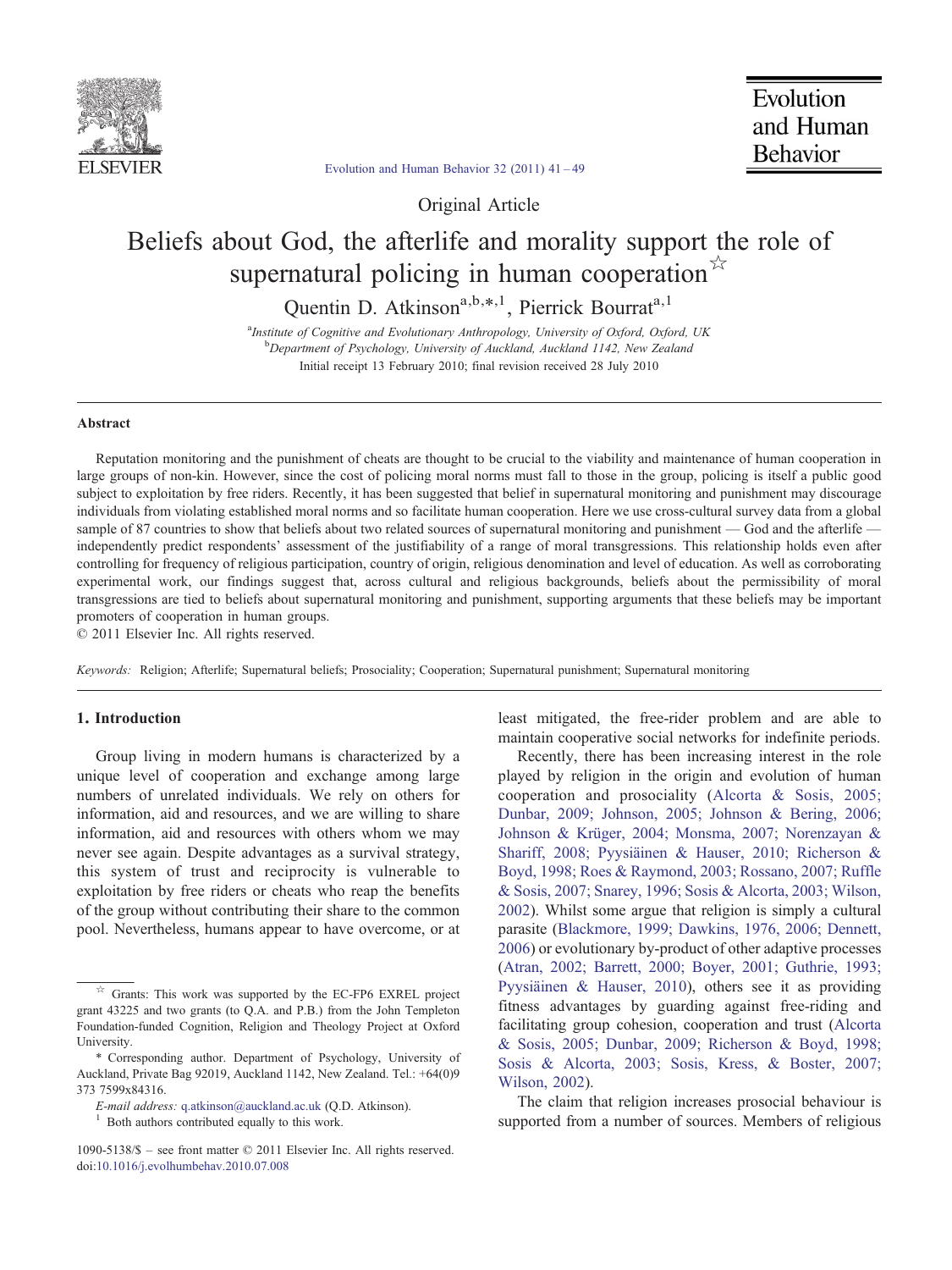Original Article

# Beliefs about God, the afterlife and morality support the role of supernatural policing in human cooperation[☆]

Quentin D. Atkinson[a,b,*,1], Pierrick Bourrat[a,1]

[a]Institute of Cognitive and Evolutionary Anthropology, University of Oxford, Oxford, UK
[b]Department of Psychology, University of Auckland, Auckland 1142, New Zealand

Initial receipt 13 February 2010; final revision received 28 July 2010

## Abstract

Reputation monitoring and the punishment of cheats are thought to be crucial to the viability and maintenance of human cooperation in large groups of non-kin. However, since the cost of policing moral norms must fall to those in the group, policing is itself a public good subject to exploitation by free riders. Recently, it has been suggested that belief in supernatural monitoring and punishment may discourage individuals from violating established moral norms and so facilitate human cooperation. Here we use cross-cultural survey data from a global sample of 87 countries to show that beliefs about two related sources of supernatural monitoring and punishment — God and the afterlife — independently predict respondents' assessment of the justifiability of a range of moral transgressions. This relationship holds even after controlling for frequency of religious participation, country of origin, religious denomination and level of education. As well as corroborating experimental work, our findings suggest that, across cultural and religious backgrounds, beliefs about the permissibility of moral transgressions are tied to beliefs about supernatural monitoring and punishment, supporting arguments that these beliefs may be important promoters of cooperation in human groups.

© 2011 Elsevier Inc. All rights reserved.

*Keywords:* Religion; Afterlife; Supernatural beliefs; Prosociality; Cooperation; Supernatural punishment; Supernatural monitoring

## 1. Introduction

Group living in modern humans is characterized by a unique level of cooperation and exchange among large numbers of unrelated individuals. We rely on others for information, aid and resources, and we are willing to share information, aid and resources with others whom we may never see again. Despite advantages as a survival strategy, this system of trust and reciprocity is vulnerable to exploitation by free riders or cheats who reap the benefits of the group without contributing their share to the common pool. Nevertheless, humans appear to have overcome, or at least mitigated, the free-rider problem and are able to maintain cooperative social networks for indefinite periods.

Recently, there has been increasing interest in the role played by religion in the origin and evolution of human cooperation and prosociality (Alcorta & Sosis, 2005; Dunbar, 2009; Johnson, 2005; Johnson & Bering, 2006; Johnson & Krüger, 2004; Monsma, 2007; Norenzayan & Shariff, 2008; Pyysiäinen & Hauser, 2010; Richerson & Boyd, 1998; Roes & Raymond, 2003; Rossano, 2007; Ruffle & Sosis, 2007; Snarey, 1996; Sosis & Alcorta, 2003; Wilson, 2002). Whilst some argue that religion is simply a cultural parasite (Blackmore, 1999; Dawkins, 1976, 2006; Dennett, 2006) or evolutionary by-product of other adaptive processes (Atran, 2002; Barrett, 2000; Boyer, 2001; Guthrie, 1993; Pyysiäinen & Hauser, 2010), others see it as providing fitness advantages by guarding against free-riding and facilitating group cohesion, cooperation and trust (Alcorta & Sosis, 2005; Dunbar, 2009; Richerson & Boyd, 1998; Sosis & Alcorta, 2003; Sosis, Kress, & Boster, 2007; Wilson, 2002).

The claim that religion increases prosocial behaviour is supported from a number of sources. Members of religious

---

[☆] Grants: This work was supported by the EC-FP6 EXREL project grant 43225 and two grants (to Q.A. and P.B.) from the John Templeton Foundation-funded Cognition, Religion and Theology Project at Oxford University.

\* Corresponding author. Department of Psychology, University of Auckland, Private Bag 92019, Auckland 1142, New Zealand. Tel.: +64(0)9 373 7599x84316.

*E-mail address:* q.atkinson@auckland.ac.uk (Q.D. Atkinson).

[1] Both authors contributed equally to this work.

1090-5138/$ – see front matter © 2011 Elsevier Inc. All rights reserved.
doi:10.1016/j.evolhumbehav.2010.07.008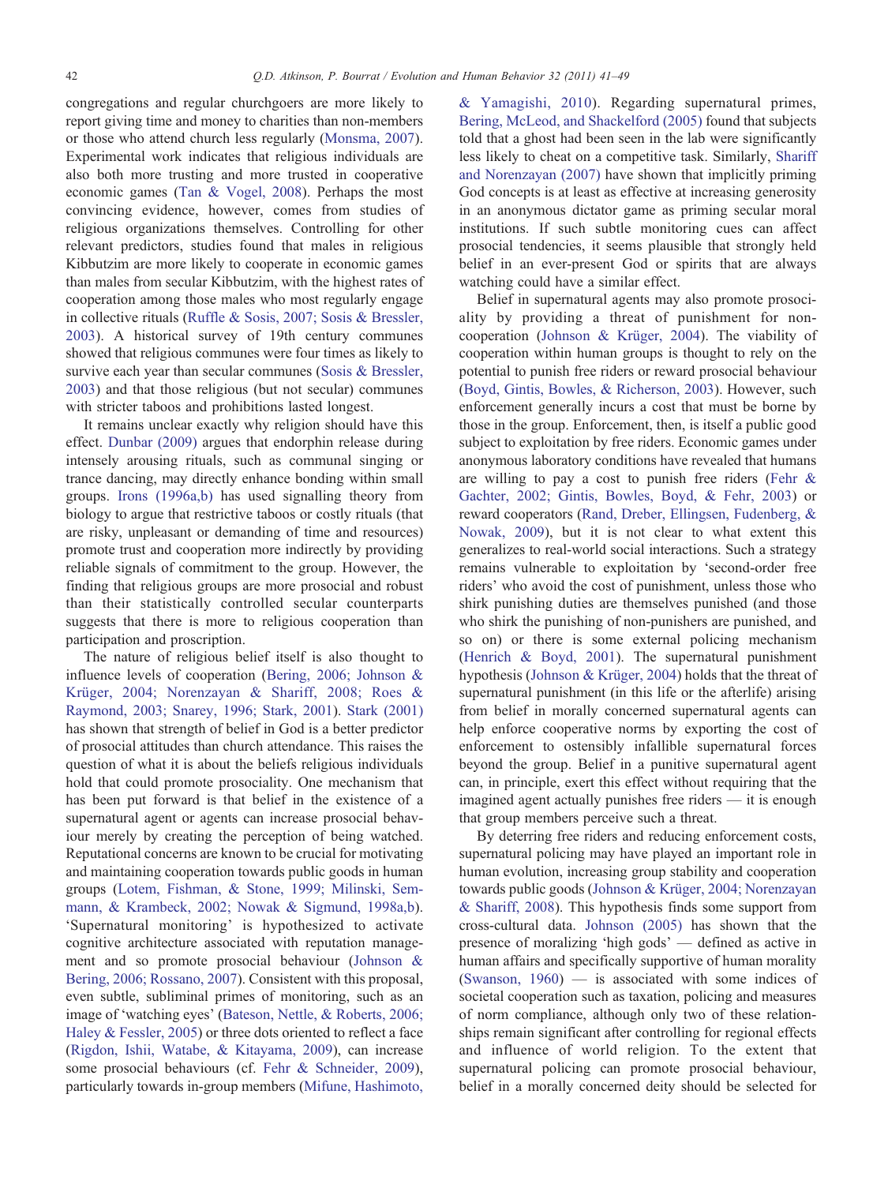congregations and regular churchgoers are more likely to report giving time and money to charities than non-members or those who attend church less regularly (Monsma, 2007). Experimental work indicates that religious individuals are also both more trusting and more trusted in cooperative economic games (Tan & Vogel, 2008). Perhaps the most convincing evidence, however, comes from studies of religious organizations themselves. Controlling for other relevant predictors, studies found that males in religious Kibbutzim are more likely to cooperate in economic games than males from secular Kibbutzim, with the highest rates of cooperation among those males who most regularly engage in collective rituals (Ruffle & Sosis, 2007; Sosis & Bressler, 2003). A historical survey of 19th century communes showed that religious communes were four times as likely to survive each year than secular communes (Sosis & Bressler, 2003) and that those religious (but not secular) communes with stricter taboos and prohibitions lasted longest.

It remains unclear exactly why religion should have this effect. Dunbar (2009) argues that endorphin release during intensely arousing rituals, such as communal singing or trance dancing, may directly enhance bonding within small groups. Irons (1996a,b) has used signalling theory from biology to argue that restrictive taboos or costly rituals (that are risky, unpleasant or demanding of time and resources) promote trust and cooperation more indirectly by providing reliable signals of commitment to the group. However, the finding that religious groups are more prosocial and robust than their statistically controlled secular counterparts suggests that there is more to religious cooperation than participation and proscription.

The nature of religious belief itself is also thought to influence levels of cooperation (Bering, 2006; Johnson & Krüger, 2004; Norenzayan & Shariff, 2008; Roes & Raymond, 2003; Snarey, 1996; Stark, 2001). Stark (2001) has shown that strength of belief in God is a better predictor of prosocial attitudes than church attendance. This raises the question of what it is about the beliefs religious individuals hold that could promote prosociality. One mechanism that has been put forward is that belief in the existence of a supernatural agent or agents can increase prosocial behaviour merely by creating the perception of being watched. Reputational concerns are known to be crucial for motivating and maintaining cooperation towards public goods in human groups (Lotem, Fishman, & Stone, 1999; Milinski, Semmann, & Krambeck, 2002; Nowak & Sigmund, 1998a,b). 'Supernatural monitoring' is hypothesized to activate cognitive architecture associated with reputation management and so promote prosocial behaviour (Johnson & Bering, 2006; Rossano, 2007). Consistent with this proposal, even subtle, subliminal primes of monitoring, such as an image of 'watching eyes' (Bateson, Nettle, & Roberts, 2006; Haley & Fessler, 2005) or three dots oriented to reflect a face (Rigdon, Ishii, Watabe, & Kitayama, 2009), can increase some prosocial behaviours (cf. Fehr & Schneider, 2009), particularly towards in-group members (Mifune, Hashimoto, & Yamagishi, 2010). Regarding supernatural primes, Bering, McLeod, and Shackelford (2005) found that subjects told that a ghost had been seen in the lab were significantly less likely to cheat on a competitive task. Similarly, Shariff and Norenzayan (2007) have shown that implicitly priming God concepts is at least as effective at increasing generosity in an anonymous dictator game as priming secular moral institutions. If such subtle monitoring cues can affect prosocial tendencies, it seems plausible that strongly held belief in an ever-present God or spirits that are always watching could have a similar effect.

Belief in supernatural agents may also promote prosociality by providing a threat of punishment for non-cooperation (Johnson & Krüger, 2004). The viability of cooperation within human groups is thought to rely on the potential to punish free riders or reward prosocial behaviour (Boyd, Gintis, Bowles, & Richerson, 2003). However, such enforcement generally incurs a cost that must be borne by those in the group. Enforcement, then, is itself a public good subject to exploitation by free riders. Economic games under anonymous laboratory conditions have revealed that humans are willing to pay a cost to punish free riders (Fehr & Gachter, 2002; Gintis, Bowles, Boyd, & Fehr, 2003) or reward cooperators (Rand, Dreber, Ellingsen, Fudenberg, & Nowak, 2009), but it is not clear to what extent this generalizes to real-world social interactions. Such a strategy remains vulnerable to exploitation by 'second-order free riders' who avoid the cost of punishment, unless those who shirk punishing duties are themselves punished (and those who shirk the punishing of non-punishers are punished, and so on) or there is some external policing mechanism (Henrich & Boyd, 2001). The supernatural punishment hypothesis (Johnson & Krüger, 2004) holds that the threat of supernatural punishment (in this life or the afterlife) arising from belief in morally concerned supernatural agents can help enforce cooperative norms by exporting the cost of enforcement to ostensibly infallible supernatural forces beyond the group. Belief in a punitive supernatural agent can, in principle, exert this effect without requiring that the imagined agent actually punishes free riders — it is enough that group members perceive such a threat.

By deterring free riders and reducing enforcement costs, supernatural policing may have played an important role in human evolution, increasing group stability and cooperation towards public goods (Johnson & Krüger, 2004; Norenzayan & Shariff, 2008). This hypothesis finds some support from cross-cultural data. Johnson (2005) has shown that the presence of moralizing 'high gods' — defined as active in human affairs and specifically supportive of human morality (Swanson, 1960) — is associated with some indices of societal cooperation such as taxation, policing and measures of norm compliance, although only two of these relationships remain significant after controlling for regional effects and influence of world religion. To the extent that supernatural policing can promote prosocial behaviour, belief in a morally concerned deity should be selected for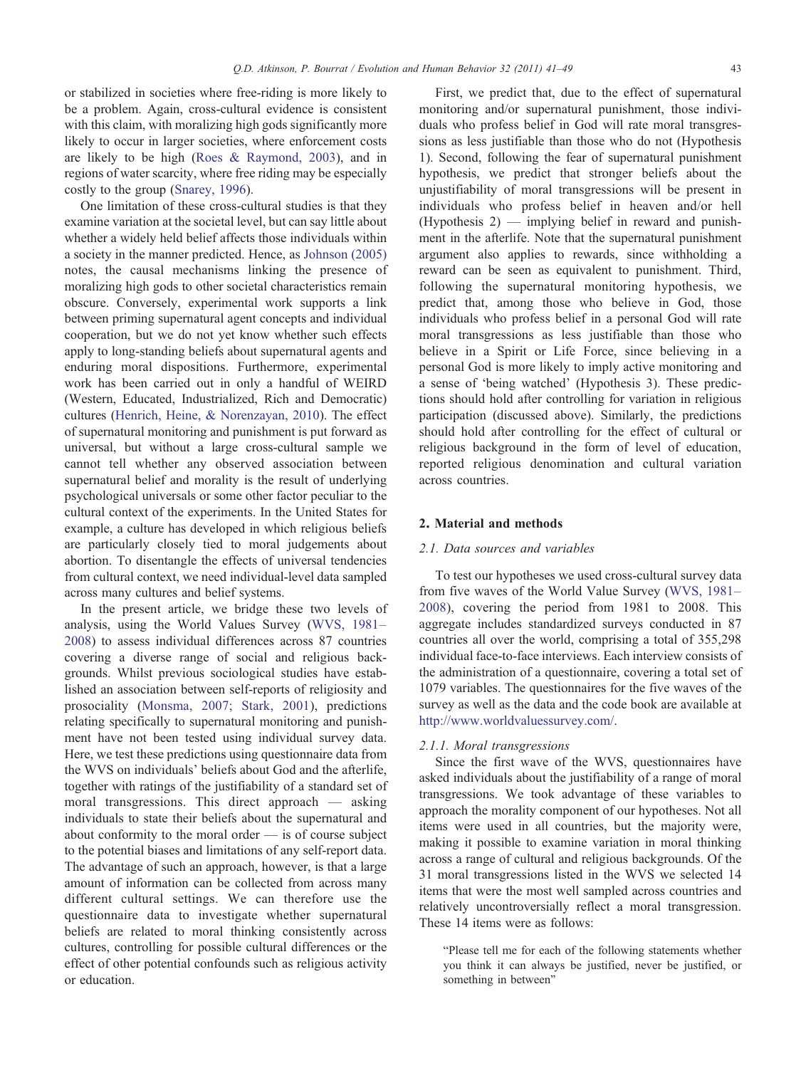or stabilized in societies where free-riding is more likely to be a problem. Again, cross-cultural evidence is consistent with this claim, with moralizing high gods significantly more likely to occur in larger societies, where enforcement costs are likely to be high (Roes & Raymond, 2003), and in regions of water scarcity, where free riding may be especially costly to the group (Snarey, 1996).

One limitation of these cross-cultural studies is that they examine variation at the societal level, but can say little about whether a widely held belief affects those individuals within a society in the manner predicted. Hence, as Johnson (2005) notes, the causal mechanisms linking the presence of moralizing high gods to other societal characteristics remain obscure. Conversely, experimental work supports a link between priming supernatural agent concepts and individual cooperation, but we do not yet know whether such effects apply to long-standing beliefs about supernatural agents and enduring moral dispositions. Furthermore, experimental work has been carried out in only a handful of WEIRD (Western, Educated, Industrialized, Rich and Democratic) cultures (Henrich, Heine, & Norenzayan, 2010). The effect of supernatural monitoring and punishment is put forward as universal, but without a large cross-cultural sample we cannot tell whether any observed association between supernatural belief and morality is the result of underlying psychological universals or some other factor peculiar to the cultural context of the experiments. In the United States for example, a culture has developed in which religious beliefs are particularly closely tied to moral judgements about abortion. To disentangle the effects of universal tendencies from cultural context, we need individual-level data sampled across many cultures and belief systems.

In the present article, we bridge these two levels of analysis, using the World Values Survey (WVS, 1981–2008) to assess individual differences across 87 countries covering a diverse range of social and religious backgrounds. Whilst previous sociological studies have established an association between self-reports of religiosity and prosociality (Monsma, 2007; Stark, 2001), predictions relating specifically to supernatural monitoring and punishment have not been tested using individual survey data. Here, we test these predictions using questionnaire data from the WVS on individuals' beliefs about God and the afterlife, together with ratings of the justifiability of a standard set of moral transgressions. This direct approach — asking individuals to state their beliefs about the supernatural and about conformity to the moral order — is of course subject to the potential biases and limitations of any self-report data. The advantage of such an approach, however, is that a large amount of information can be collected from across many different cultural settings. We can therefore use the questionnaire data to investigate whether supernatural beliefs are related to moral thinking consistently across cultures, controlling for possible cultural differences or the effect of other potential confounds such as religious activity or education.

First, we predict that, due to the effect of supernatural monitoring and/or supernatural punishment, those individuals who profess belief in God will rate moral transgressions as less justifiable than those who do not (Hypothesis 1). Second, following the fear of supernatural punishment hypothesis, we predict that stronger beliefs about the unjustifiability of moral transgressions will be present in individuals who profess belief in heaven and/or hell (Hypothesis 2) — implying belief in reward and punishment in the afterlife. Note that the supernatural punishment argument also applies to rewards, since withholding a reward can be seen as equivalent to punishment. Third, following the supernatural monitoring hypothesis, we predict that, among those who believe in God, those individuals who profess belief in a personal God will rate moral transgressions as less justifiable than those who believe in a Spirit or Life Force, since believing in a personal God is more likely to imply active monitoring and a sense of 'being watched' (Hypothesis 3). These predictions should hold after controlling for variation in religious participation (discussed above). Similarly, the predictions should hold after controlling for the effect of cultural or religious background in the form of level of education, reported religious denomination and cultural variation across countries.

## 2. Material and methods

### 2.1. Data sources and variables

To test our hypotheses we used cross-cultural survey data from five waves of the World Value Survey (WVS, 1981–2008), covering the period from 1981 to 2008. This aggregate includes standardized surveys conducted in 87 countries all over the world, comprising a total of 355,298 individual face-to-face interviews. Each interview consists of the administration of a questionnaire, covering a total set of 1079 variables. The questionnaires for the five waves of the survey as well as the data and the code book are available at http://www.worldvaluessurvey.com/.

#### 2.1.1. Moral transgressions

Since the first wave of the WVS, questionnaires have asked individuals about the justifiability of a range of moral transgressions. We took advantage of these variables to approach the morality component of our hypotheses. Not all items were used in all countries, but the majority were, making it possible to examine variation in moral thinking across a range of cultural and religious backgrounds. Of the 31 moral transgressions listed in the WVS we selected 14 items that were the most well sampled across countries and relatively uncontroversially reflect a moral transgression. These 14 items were as follows:

> "Please tell me for each of the following statements whether you think it can always be justified, never be justified, or something in between"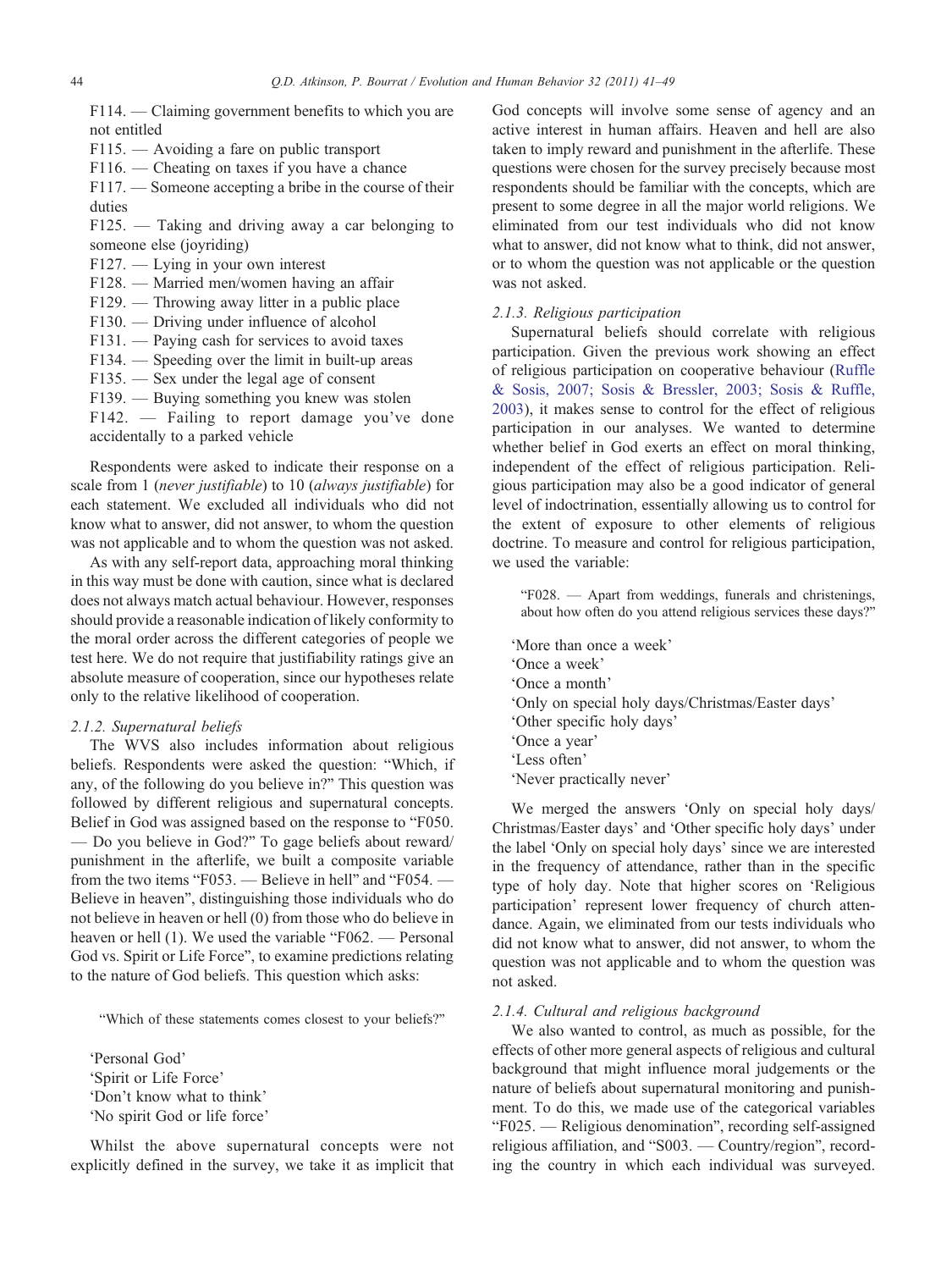F114. — Claiming government benefits to which you are not entitled

F115. — Avoiding a fare on public transport

F116. — Cheating on taxes if you have a chance

F117. — Someone accepting a bribe in the course of their duties

F125. — Taking and driving away a car belonging to someone else (joyriding)

F127. — Lying in your own interest

F128. — Married men/women having an affair

F129. — Throwing away litter in a public place

F130. — Driving under influence of alcohol

F131. — Paying cash for services to avoid taxes

F134. — Speeding over the limit in built-up areas

F135. — Sex under the legal age of consent

F139. — Buying something you knew was stolen

F142. — Failing to report damage you've done accidentally to a parked vehicle

Respondents were asked to indicate their response on a scale from 1 (*never justifiable*) to 10 (*always justifiable*) for each statement. We excluded all individuals who did not know what to answer, did not answer, to whom the question was not applicable and to whom the question was not asked.

As with any self-report data, approaching moral thinking in this way must be done with caution, since what is declared does not always match actual behaviour. However, responses should provide a reasonable indication of likely conformity to the moral order across the different categories of people we test here. We do not require that justifiability ratings give an absolute measure of cooperation, since our hypotheses relate only to the relative likelihood of cooperation.

#### 2.1.2. Supernatural beliefs

The WVS also includes information about religious beliefs. Respondents were asked the question: "Which, if any, of the following do you believe in?" This question was followed by different religious and supernatural concepts. Belief in God was assigned based on the response to "F050. — Do you believe in God?" To gage beliefs about reward/punishment in the afterlife, we built a composite variable from the two items "F053. — Believe in hell" and "F054. — Believe in heaven", distinguishing those individuals who do not believe in heaven or hell (0) from those who do believe in heaven or hell (1). We used the variable "F062. — Personal God vs. Spirit or Life Force", to examine predictions relating to the nature of God beliefs. This question which asks:

> "Which of these statements comes closest to your beliefs?"

'Personal God'
'Spirit or Life Force'
'Don't know what to think'
'No spirit God or life force'

Whilst the above supernatural concepts were not explicitly defined in the survey, we take it as implicit that God concepts will involve some sense of agency and an active interest in human affairs. Heaven and hell are also taken to imply reward and punishment in the afterlife. These questions were chosen for the survey precisely because most respondents should be familiar with the concepts, which are present to some degree in all the major world religions. We eliminated from our test individuals who did not know what to answer, did not know what to think, did not answer, or to whom the question was not applicable or the question was not asked.

#### 2.1.3. Religious participation

Supernatural beliefs should correlate with religious participation. Given the previous work showing an effect of religious participation on cooperative behaviour (Ruffle & Sosis, 2007; Sosis & Bressler, 2003; Sosis & Ruffle, 2003), it makes sense to control for the effect of religious participation in our analyses. We wanted to determine whether belief in God exerts an effect on moral thinking, independent of the effect of religious participation. Religious participation may also be a good indicator of general level of indoctrination, essentially allowing us to control for the extent of exposure to other elements of religious doctrine. To measure and control for religious participation, we used the variable:

> "F028. — Apart from weddings, funerals and christenings, about how often do you attend religious services these days?"

'More than once a week'
'Once a week'
'Once a month'
'Only on special holy days/Christmas/Easter days'
'Other specific holy days'
'Once a year'
'Less often'
'Never practically never'

We merged the answers 'Only on special holy days/Christmas/Easter days' and 'Other specific holy days' under the label 'Only on special holy days' since we are interested in the frequency of attendance, rather than in the specific type of holy day. Note that higher scores on 'Religious participation' represent lower frequency of church attendance. Again, we eliminated from our tests individuals who did not know what to answer, did not answer, to whom the question was not applicable and to whom the question was not asked.

#### 2.1.4. Cultural and religious background

We also wanted to control, as much as possible, for the effects of other more general aspects of religious and cultural background that might influence moral judgements or the nature of beliefs about supernatural monitoring and punishment. To do this, we made use of the categorical variables "F025. — Religious denomination", recording self-assigned religious affiliation, and "S003. — Country/region", recording the country in which each individual was surveyed.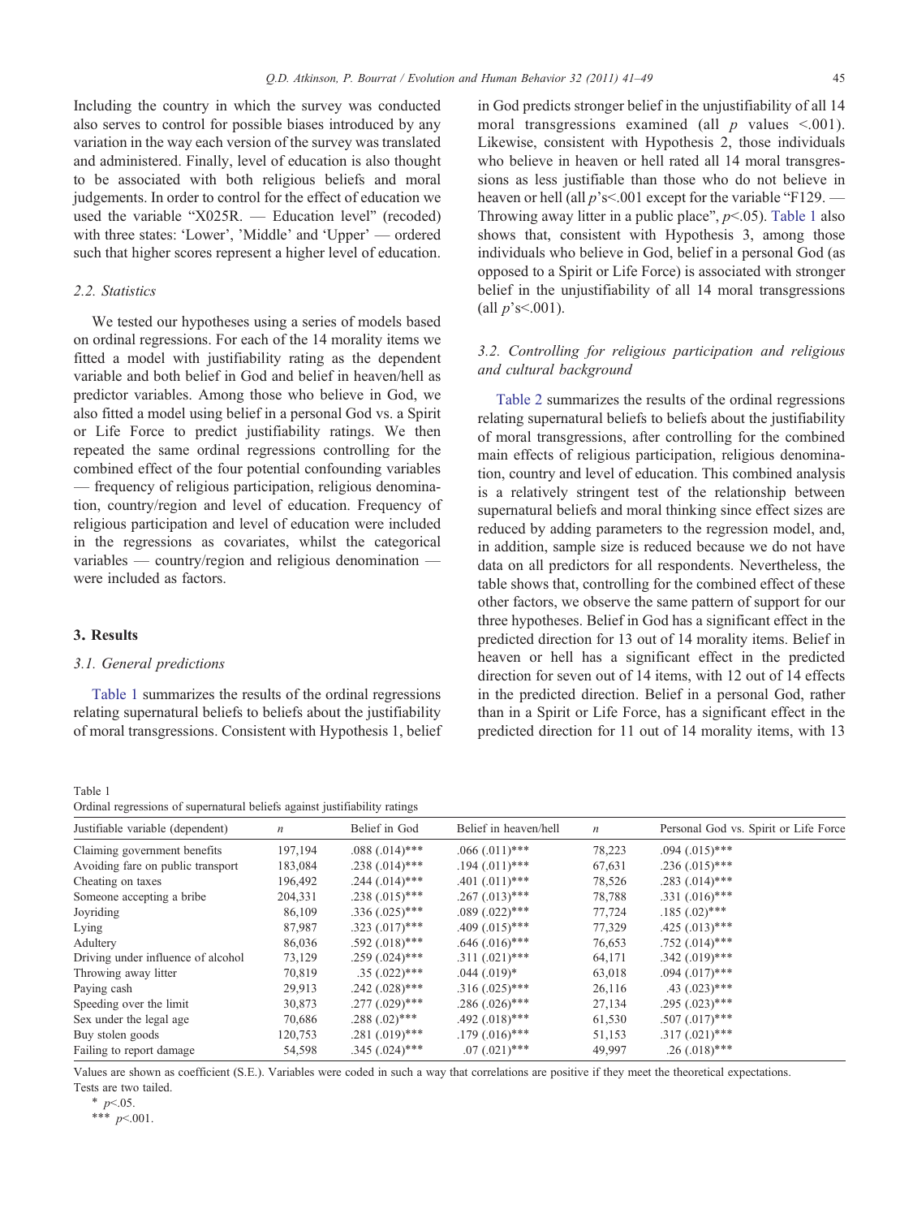Including the country in which the survey was conducted also serves to control for possible biases introduced by any variation in the way each version of the survey was translated and administered. Finally, level of education is also thought to be associated with both religious beliefs and moral judgements. In order to control for the effect of education we used the variable "X025R. — Education level" (recoded) with three states: 'Lower', 'Middle' and 'Upper' — ordered such that higher scores represent a higher level of education.

### 2.2. Statistics

We tested our hypotheses using a series of models based on ordinal regressions. For each of the 14 morality items we fitted a model with justifiability rating as the dependent variable and both belief in God and belief in heaven/hell as predictor variables. Among those who believe in God, we also fitted a model using belief in a personal God vs. a Spirit or Life Force to predict justifiability ratings. We then repeated the same ordinal regressions controlling for the combined effect of the four potential confounding variables — frequency of religious participation, religious denomination, country/region and level of education. Frequency of religious participation and level of education were included in the regressions as covariates, whilst the categorical variables — country/region and religious denomination — were included as factors.

## 3. Results

### 3.1. General predictions

Table 1 summarizes the results of the ordinal regressions relating supernatural beliefs to beliefs about the justifiability of moral transgressions. Consistent with Hypothesis 1, belief in God predicts stronger belief in the unjustifiability of all 14 moral transgressions examined (all $p$ values <.001). Likewise, consistent with Hypothesis 2, those individuals who believe in heaven or hell rated all 14 moral transgressions as less justifiable than those who do not believe in heaven or hell (all $p$'s<.001 except for the variable "F129. — Throwing away litter in a public place", $p$<.05). Table 1 also shows that, consistent with Hypothesis 3, among those individuals who believe in God, belief in a personal God (as opposed to a Spirit or Life Force) is associated with stronger belief in the unjustifiability of all 14 moral transgressions (all $p$'s<.001).

### 3.2. Controlling for religious participation and religious and cultural background

Table 2 summarizes the results of the ordinal regressions relating supernatural beliefs to beliefs about the justifiability of moral transgressions, after controlling for the combined main effects of religious participation, religious denomination, country and level of education. This combined analysis is a relatively stringent test of the relationship between supernatural beliefs and moral thinking since effect sizes are reduced by adding parameters to the regression model, and, in addition, sample size is reduced because we do not have data on all predictors for all respondents. Nevertheless, the table shows that, controlling for the combined effect of these other factors, we observe the same pattern of support for our three hypotheses. Belief in God has a significant effect in the predicted direction for 13 out of 14 morality items. Belief in heaven or hell has a significant effect in the predicted direction for seven out of 14 items, with 12 out of 14 effects in the predicted direction. Belief in a personal God, rather than in a Spirit or Life Force, has a significant effect in the predicted direction for 11 out of 14 morality items, with 13

Table 1
Ordinal regressions of supernatural beliefs against justifiability ratings

| Justifiable variable (dependent) | $n$ | Belief in God | Belief in heaven/hell | $n$ | Personal God vs. Spirit or Life Force |
|---|---|---|---|---|---|
| Claiming government benefits | 197,194 | .088 (.014)*** | .066 (.011)*** | 78,223 | .094 (.015)*** |
| Avoiding fare on public transport | 183,084 | .238 (.014)*** | .194 (.011)*** | 67,631 | .236 (.015)*** |
| Cheating on taxes | 196,492 | .244 (.014)*** | .401 (.011)*** | 78,526 | .283 (.014)*** |
| Someone accepting a bribe | 204,331 | .238 (.015)*** | .267 (.013)*** | 78,788 | .331 (.016)*** |
| Joyriding | 86,109 | .336 (.025)*** | .089 (.022)*** | 77,724 | .185 (.02)*** |
| Lying | 87,987 | .323 (.017)*** | .409 (.015)*** | 77,329 | .425 (.013)*** |
| Adultery | 86,036 | .592 (.018)*** | .646 (.016)*** | 76,653 | .752 (.014)*** |
| Driving under influence of alcohol | 73,129 | .259 (.024)*** | .311 (.021)*** | 64,171 | .342 (.019)*** |
| Throwing away litter | 70,819 | .35 (.022)*** | .044 (.019)* | 63,018 | .094 (.017)*** |
| Paying cash | 29,913 | .242 (.028)*** | .316 (.025)*** | 26,116 | .43 (.023)*** |
| Speeding over the limit | 30,873 | .277 (.029)*** | .286 (.026)*** | 27,134 | .295 (.023)*** |
| Sex under the legal age | 70,686 | .288 (.02)*** | .492 (.018)*** | 61,530 | .507 (.017)*** |
| Buy stolen goods | 120,753 | .281 (.019)*** | .179 (.016)*** | 51,153 | .317 (.021)*** |
| Failing to report damage | 54,598 | .345 (.024)*** | .07 (.021)*** | 49,997 | .26 (.018)*** |

Values are shown as coefficient (S.E.). Variables were coded in such a way that correlations are positive if they meet the theoretical expectations.
Tests are two tailed.

\* $p$<.05.

\*\*\* $p$<.001.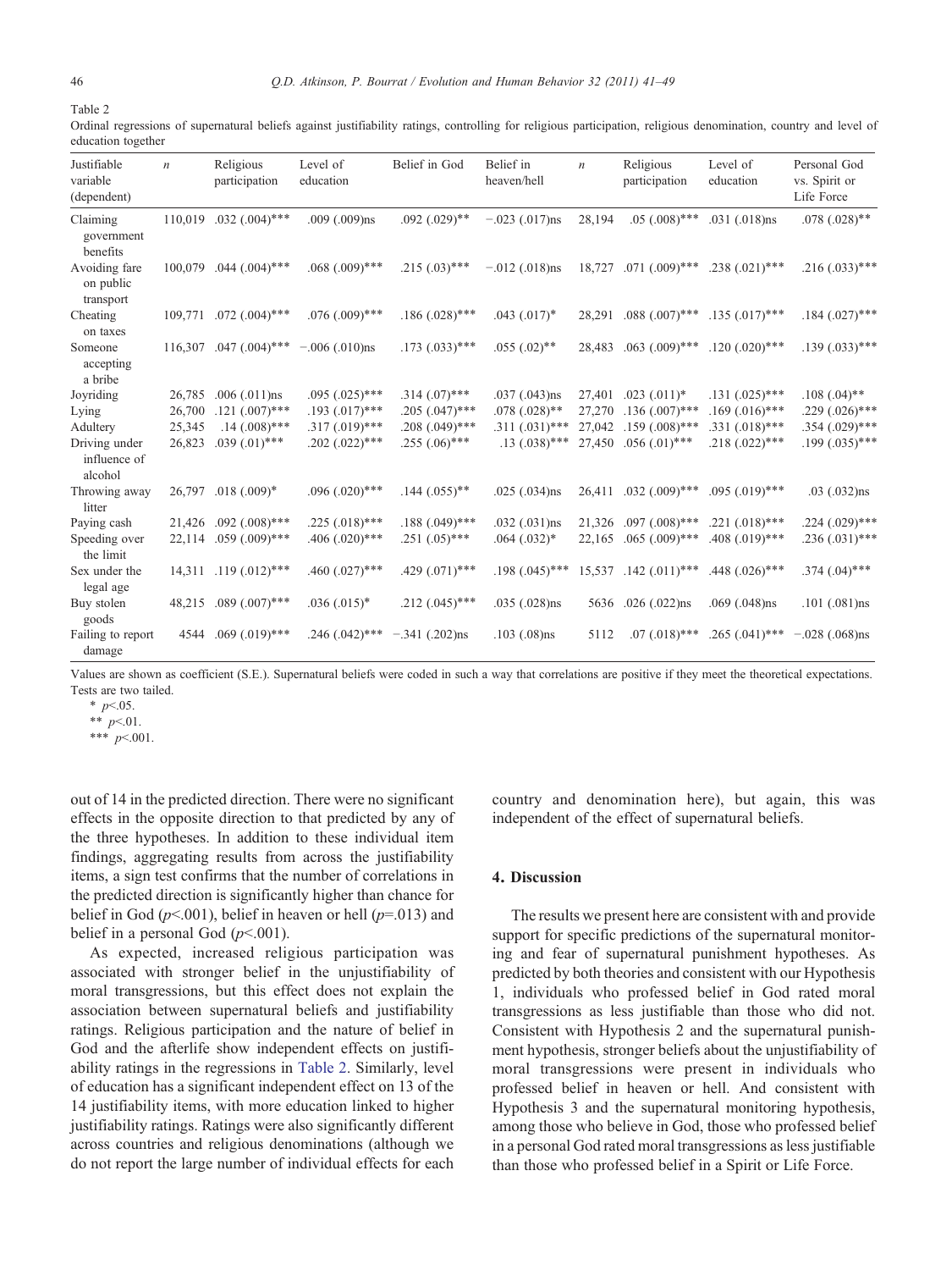Table 2

Ordinal regressions of supernatural beliefs against justifiability ratings, controlling for religious participation, religious denomination, country and level of education together

| Justifiable variable (dependent) | $n$ | Religious participation | Level of education | Belief in God | Belief in heaven/hell | $n$ | Religious participation | Level of education | Personal God vs. Spirit or Life Force |
|---|---|---|---|---|---|---|---|---|---|
| Claiming government benefits | 110,019 | .032 (.004)*** | .009 (.009)ns | .092 (.029)** | −.023 (.017)ns | 28,194 | .05 (.008)*** | .031 (.018)ns | .078 (.028)** |
| Avoiding fare on public transport | 100,079 | .044 (.004)*** | .068 (.009)*** | .215 (.03)*** | −.012 (.018)ns | 18,727 | .071 (.009)*** | .238 (.021)*** | .216 (.033)*** |
| Cheating on taxes | 109,771 | .072 (.004)*** | .076 (.009)*** | .186 (.028)*** | .043 (.017)* | 28,291 | .088 (.007)*** | .135 (.017)*** | .184 (.027)*** |
| Someone accepting a bribe | 116,307 | .047 (.004)*** | −.006 (.010)ns | .173 (.033)*** | .055 (.02)** | 28,483 | .063 (.009)*** | .120 (.020)*** | .139 (.033)*** |
| Joyriding | 26,785 | .006 (.011)ns | .095 (.025)*** | .314 (.07)*** | .037 (.043)ns | 27,401 | .023 (.011)* | .131 (.025)*** | .108 (.04)** |
| Lying | 26,700 | .121 (.007)*** | .193 (.017)*** | .205 (.047)*** | .078 (.028)** | 27,270 | .136 (.007)*** | .169 (.016)*** | .229 (.026)*** |
| Adultery | 25,345 | .14 (.008)*** | .317 (.019)*** | .208 (.049)*** | .311 (.031)*** | 27,042 | .159 (.008)*** | .331 (.018)*** | .354 (.029)*** |
| Driving under influence of alcohol | 26,823 | .039 (.01)*** | .202 (.022)*** | .255 (.06)*** | .13 (.038)*** | 27,450 | .056 (.01)*** | .218 (.022)*** | .199 (.035)*** |
| Throwing away litter | 26,797 | .018 (.009)* | .096 (.020)*** | .144 (.055)** | .025 (.034)ns | 26,411 | .032 (.009)*** | .095 (.019)*** | .03 (.032)ns |
| Paying cash | 21,426 | .092 (.008)*** | .225 (.018)*** | .188 (.049)*** | .032 (.031)ns | 21,326 | .097 (.008)*** | .221 (.018)*** | .224 (.029)*** |
| Speeding over the limit | 22,114 | .059 (.009)*** | .406 (.020)*** | .251 (.05)*** | .064 (.032)* | 22,165 | .065 (.009)*** | .408 (.019)*** | .236 (.031)*** |
| Sex under the legal age | 14,311 | .119 (.012)*** | .460 (.027)*** | .429 (.071)*** | .198 (.045)*** | 15,537 | .142 (.011)*** | .448 (.026)*** | .374 (.04)*** |
| Buy stolen goods | 48,215 | .089 (.007)*** | .036 (.015)* | .212 (.045)*** | .035 (.028)ns | 5636 | .026 (.022)ns | .069 (.048)ns | .101 (.081)ns |
| Failing to report damage | 4544 | .069 (.019)*** | .246 (.042)*** | −.341 (.202)ns | .103 (.08)ns | 5112 | .07 (.018)*** | .265 (.041)*** | −.028 (.068)ns |

Values are shown as coefficient (S.E.). Supernatural beliefs were coded in such a way that correlations are positive if they meet the theoretical expectations. Tests are two tailed.

\* $p<.05$.

\*\* $p<.01$.

\*\*\* $p<.001$.

out of 14 in the predicted direction. There were no significant effects in the opposite direction to that predicted by any of the three hypotheses. In addition to these individual item findings, aggregating results from across the justifiability items, a sign test confirms that the number of correlations in the predicted direction is significantly higher than chance for belief in God ($p<.001$), belief in heaven or hell ($p=.013$) and belief in a personal God ($p<.001$).

As expected, increased religious participation was associated with stronger belief in the unjustifiability of moral transgressions, but this effect does not explain the association between supernatural beliefs and justifiability ratings. Religious participation and the nature of belief in God and the afterlife show independent effects on justifiability ratings in the regressions in Table 2. Similarly, level of education has a significant independent effect on 13 of the 14 justifiability items, with more education linked to higher justifiability ratings. Ratings were also significantly different across countries and religious denominations (although we do not report the large number of individual effects for each country and denomination here), but again, this was independent of the effect of supernatural beliefs.

## 4. Discussion

The results we present here are consistent with and provide support for specific predictions of the supernatural monitoring and fear of supernatural punishment hypotheses. As predicted by both theories and consistent with our Hypothesis 1, individuals who professed belief in God rated moral transgressions as less justifiable than those who did not. Consistent with Hypothesis 2 and the supernatural punishment hypothesis, stronger beliefs about the unjustifiability of moral transgressions were present in individuals who professed belief in heaven or hell. And consistent with Hypothesis 3 and the supernatural monitoring hypothesis, among those who believe in God, those who professed belief in a personal God rated moral transgressions as less justifiable than those who professed belief in a Spirit or Life Force.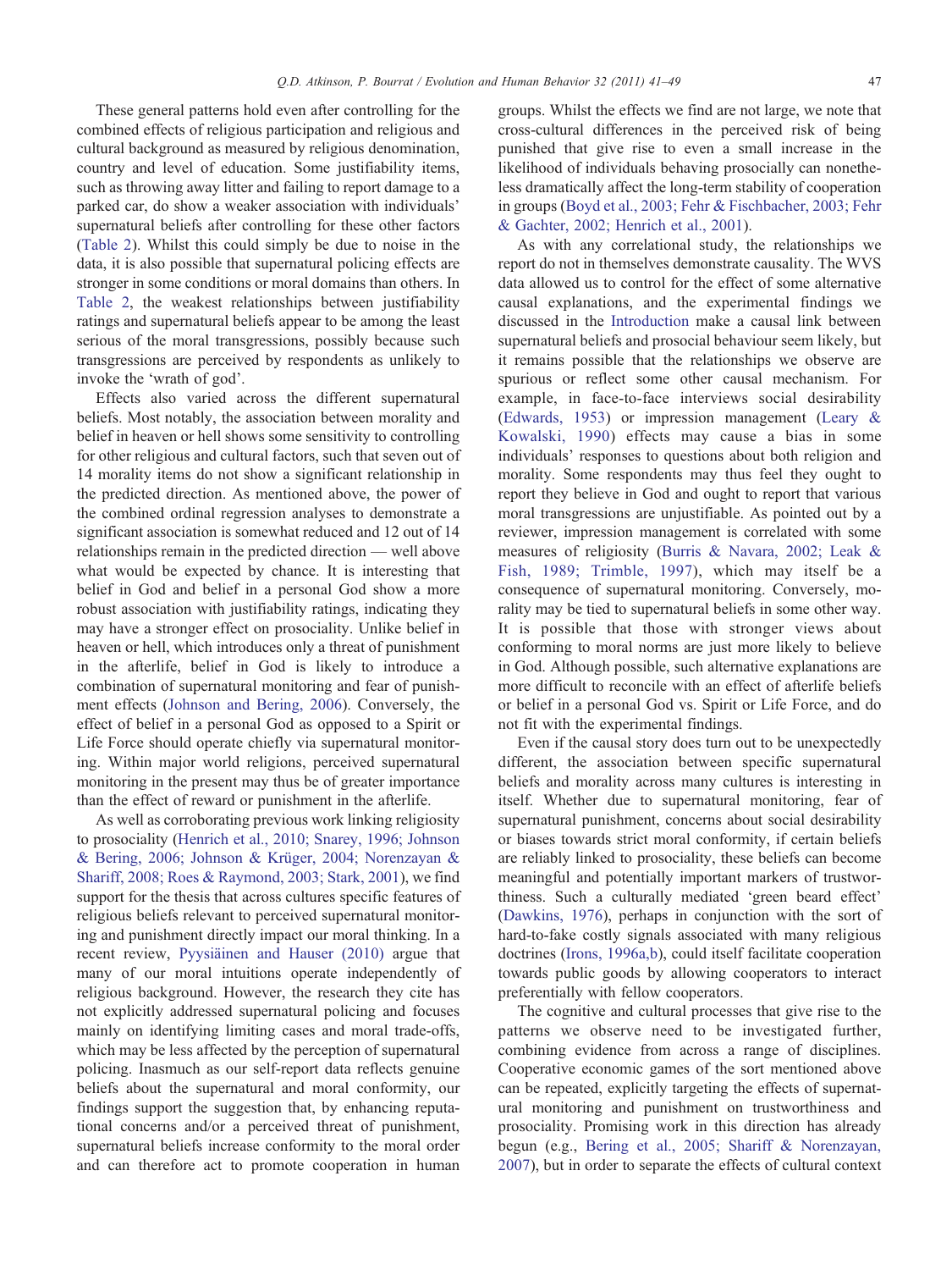These general patterns hold even after controlling for the combined effects of religious participation and religious and cultural background as measured by religious denomination, country and level of education. Some justifiability items, such as throwing away litter and failing to report damage to a parked car, do show a weaker association with individuals' supernatural beliefs after controlling for these other factors (Table 2). Whilst this could simply be due to noise in the data, it is also possible that supernatural policing effects are stronger in some conditions or moral domains than others. In Table 2, the weakest relationships between justifiability ratings and supernatural beliefs appear to be among the least serious of the moral transgressions, possibly because such transgressions are perceived by respondents as unlikely to invoke the 'wrath of god'.

Effects also varied across the different supernatural beliefs. Most notably, the association between morality and belief in heaven or hell shows some sensitivity to controlling for other religious and cultural factors, such that seven out of 14 morality items do not show a significant relationship in the predicted direction. As mentioned above, the power of the combined ordinal regression analyses to demonstrate a significant association is somewhat reduced and 12 out of 14 relationships remain in the predicted direction — well above what would be expected by chance. It is interesting that belief in God and belief in a personal God show a more robust association with justifiability ratings, indicating they may have a stronger effect on prosociality. Unlike belief in heaven or hell, which introduces only a threat of punishment in the afterlife, belief in God is likely to introduce a combination of supernatural monitoring and fear of punishment effects (Johnson and Bering, 2006). Conversely, the effect of belief in a personal God as opposed to a Spirit or Life Force should operate chiefly via supernatural monitoring. Within major world religions, perceived supernatural monitoring in the present may thus be of greater importance than the effect of reward or punishment in the afterlife.

As well as corroborating previous work linking religiosity to prosociality (Henrich et al., 2010; Snarey, 1996; Johnson & Bering, 2006; Johnson & Krüger, 2004; Norenzayan & Shariff, 2008; Roes & Raymond, 2003; Stark, 2001), we find support for the thesis that across cultures specific features of religious beliefs relevant to perceived supernatural monitoring and punishment directly impact our moral thinking. In a recent review, Pyysiäinen and Hauser (2010) argue that many of our moral intuitions operate independently of religious background. However, the research they cite has not explicitly addressed supernatural policing and focuses mainly on identifying limiting cases and moral trade-offs, which may be less affected by the perception of supernatural policing. Inasmuch as our self-report data reflects genuine beliefs about the supernatural and moral conformity, our findings support the suggestion that, by enhancing reputational concerns and/or a perceived threat of punishment, supernatural beliefs increase conformity to the moral order and can therefore act to promote cooperation in human groups. Whilst the effects we find are not large, we note that cross-cultural differences in the perceived risk of being punished that give rise to even a small increase in the likelihood of individuals behaving prosocially can nonetheless dramatically affect the long-term stability of cooperation in groups (Boyd et al., 2003; Fehr & Fischbacher, 2003; Fehr & Gachter, 2002; Henrich et al., 2001).

As with any correlational study, the relationships we report do not in themselves demonstrate causality. The WVS data allowed us to control for the effect of some alternative causal explanations, and the experimental findings we discussed in the Introduction make a causal link between supernatural beliefs and prosocial behaviour seem likely, but it remains possible that the relationships we observe are spurious or reflect some other causal mechanism. For example, in face-to-face interviews social desirability (Edwards, 1953) or impression management (Leary & Kowalski, 1990) effects may cause a bias in some individuals' responses to questions about both religion and morality. Some respondents may thus feel they ought to report they believe in God and ought to report that various moral transgressions are unjustifiable. As pointed out by a reviewer, impression management is correlated with some measures of religiosity (Burris & Navara, 2002; Leak & Fish, 1989; Trimble, 1997), which may itself be a consequence of supernatural monitoring. Conversely, morality may be tied to supernatural beliefs in some other way. It is possible that those with stronger views about conforming to moral norms are just more likely to believe in God. Although possible, such alternative explanations are more difficult to reconcile with an effect of afterlife beliefs or belief in a personal God vs. Spirit or Life Force, and do not fit with the experimental findings.

Even if the causal story does turn out to be unexpectedly different, the association between specific supernatural beliefs and morality across many cultures is interesting in itself. Whether due to supernatural monitoring, fear of supernatural punishment, concerns about social desirability or biases towards strict moral conformity, if certain beliefs are reliably linked to prosociality, these beliefs can become meaningful and potentially important markers of trustworthiness. Such a culturally mediated 'green beard effect' (Dawkins, 1976), perhaps in conjunction with the sort of hard-to-fake costly signals associated with many religious doctrines (Irons, 1996a,b), could itself facilitate cooperation towards public goods by allowing cooperators to interact preferentially with fellow cooperators.

The cognitive and cultural processes that give rise to the patterns we observe need to be investigated further, combining evidence from across a range of disciplines. Cooperative economic games of the sort mentioned above can be repeated, explicitly targeting the effects of supernatural monitoring and punishment on trustworthiness and prosociality. Promising work in this direction has already begun (e.g., Bering et al., 2005; Shariff & Norenzayan, 2007), but in order to separate the effects of cultural context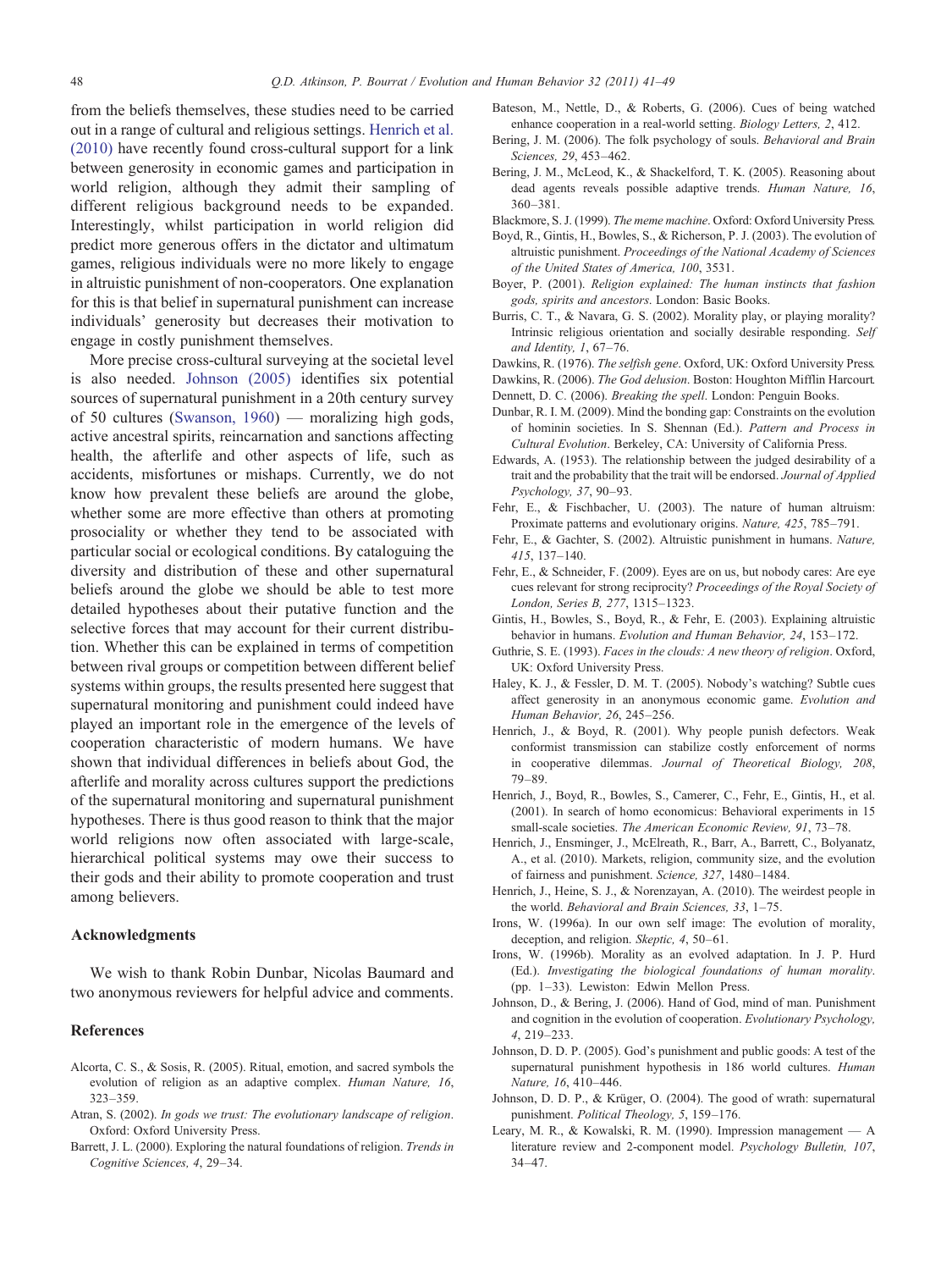from the beliefs themselves, these studies need to be carried out in a range of cultural and religious settings. Henrich et al. (2010) have recently found cross-cultural support for a link between generosity in economic games and participation in world religion, although they admit their sampling of different religious background needs to be expanded. Interestingly, whilst participation in world religion did predict more generous offers in the dictator and ultimatum games, religious individuals were no more likely to engage in altruistic punishment of non-cooperators. One explanation for this is that belief in supernatural punishment can increase individuals' generosity but decreases their motivation to engage in costly punishment themselves.

More precise cross-cultural surveying at the societal level is also needed. Johnson (2005) identifies six potential sources of supernatural punishment in a 20th century survey of 50 cultures (Swanson, 1960) — moralizing high gods, active ancestral spirits, reincarnation and sanctions affecting health, the afterlife and other aspects of life, such as accidents, misfortunes or mishaps. Currently, we do not know how prevalent these beliefs are around the globe, whether some are more effective than others at promoting prosociality or whether they tend to be associated with particular social or ecological conditions. By cataloguing the diversity and distribution of these and other supernatural beliefs around the globe we should be able to test more detailed hypotheses about their putative function and the selective forces that may account for their current distribution. Whether this can be explained in terms of competition between rival groups or competition between different belief systems within groups, the results presented here suggest that supernatural monitoring and punishment could indeed have played an important role in the emergence of the levels of cooperation characteristic of modern humans. We have shown that individual differences in beliefs about God, the afterlife and morality across cultures support the predictions of the supernatural monitoring and supernatural punishment hypotheses. There is thus good reason to think that the major world religions now often associated with large-scale, hierarchical political systems may owe their success to their gods and their ability to promote cooperation and trust among believers.

## Acknowledgments

We wish to thank Robin Dunbar, Nicolas Baumard and two anonymous reviewers for helpful advice and comments.

## References

Alcorta, C. S., & Sosis, R. (2005). Ritual, emotion, and sacred symbols the evolution of religion as an adaptive complex. *Human Nature, 16*, 323–359.

Atran, S. (2002). *In gods we trust: The evolutionary landscape of religion*. Oxford: Oxford University Press.

Barrett, J. L. (2000). Exploring the natural foundations of religion. *Trends in Cognitive Sciences, 4*, 29–34.

Bateson, M., Nettle, D., & Roberts, G. (2006). Cues of being watched enhance cooperation in a real-world setting. *Biology Letters, 2*, 412.

Bering, J. M. (2006). The folk psychology of souls. *Behavioral and Brain Sciences, 29*, 453–462.

Bering, J. M., McLeod, K., & Shackelford, T. K. (2005). Reasoning about dead agents reveals possible adaptive trends. *Human Nature, 16*, 360–381.

Blackmore, S. J. (1999). *The meme machine*. Oxford: Oxford University Press.

Boyd, R., Gintis, H., Bowles, S., & Richerson, P. J. (2003). The evolution of altruistic punishment. *Proceedings of the National Academy of Sciences of the United States of America, 100*, 3531.

Boyer, P. (2001). *Religion explained: The human instincts that fashion gods, spirits and ancestors*. London: Basic Books.

Burris, C. T., & Navara, G. S. (2002). Morality play, or playing morality? Intrinsic religious orientation and socially desirable responding. *Self and Identity, 1*, 67–76.

Dawkins, R. (1976). *The selfish gene*. Oxford, UK: Oxford University Press.

Dawkins, R. (2006). *The God delusion*. Boston: Houghton Mifflin Harcourt.

Dennett, D. C. (2006). *Breaking the spell*. London: Penguin Books.

Dunbar, R. I. M. (2009). Mind the bonding gap: Constraints on the evolution of hominin societies. In S. Shennan (Ed.). *Pattern and Process in Cultural Evolution*. Berkeley, CA: University of California Press.

Edwards, A. (1953). The relationship between the judged desirability of a trait and the probability that the trait will be endorsed. *Journal of Applied Psychology, 37*, 90–93.

Fehr, E., & Fischbacher, U. (2003). The nature of human altruism: Proximate patterns and evolutionary origins. *Nature, 425*, 785–791.

Fehr, E., & Gachter, S. (2002). Altruistic punishment in humans. *Nature, 415*, 137–140.

Fehr, E., & Schneider, F. (2009). Eyes are on us, but nobody cares: Are eye cues relevant for strong reciprocity? *Proceedings of the Royal Society of London, Series B, 277*, 1315–1323.

Gintis, H., Bowles, S., Boyd, R., & Fehr, E. (2003). Explaining altruistic behavior in humans. *Evolution and Human Behavior, 24*, 153–172.

Guthrie, S. E. (1993). *Faces in the clouds: A new theory of religion*. Oxford, UK: Oxford University Press.

Haley, K. J., & Fessler, D. M. T. (2005). Nobody's watching? Subtle cues affect generosity in an anonymous economic game. *Evolution and Human Behavior, 26*, 245–256.

Henrich, J., & Boyd, R. (2001). Why people punish defectors. Weak conformist transmission can stabilize costly enforcement of norms in cooperative dilemmas. *Journal of Theoretical Biology, 208*, 79–89.

Henrich, J., Boyd, R., Bowles, S., Camerer, C., Fehr, E., Gintis, H., et al. (2001). In search of homo economicus: Behavioral experiments in 15 small-scale societies. *The American Economic Review, 91*, 73–78.

Henrich, J., Ensminger, J., McElreath, R., Barr, A., Barrett, C., Bolyanatz, A., et al. (2010). Markets, religion, community size, and the evolution of fairness and punishment. *Science, 327*, 1480–1484.

Henrich, J., Heine, S. J., & Norenzayan, A. (2010). The weirdest people in the world. *Behavioral and Brain Sciences, 33*, 1–75.

Irons, W. (1996a). In our own self image: The evolution of morality, deception, and religion. *Skeptic, 4*, 50–61.

Irons, W. (1996b). Morality as an evolved adaptation. In J. P. Hurd (Ed.). *Investigating the biological foundations of human morality*. (pp. 1–33). Lewiston: Edwin Mellon Press.

Johnson, D., & Bering, J. (2006). Hand of God, mind of man. Punishment and cognition in the evolution of cooperation. *Evolutionary Psychology, 4*, 219–233.

Johnson, D. D. P. (2005). God's punishment and public goods: A test of the supernatural punishment hypothesis in 186 world cultures. *Human Nature, 16*, 410–446.

Johnson, D. D. P., & Krüger, O. (2004). The good of wrath: supernatural punishment. *Political Theology, 5*, 159–176.

Leary, M. R., & Kowalski, R. M. (1990). Impression management — A literature review and 2-component model. *Psychology Bulletin, 107*, 34–47.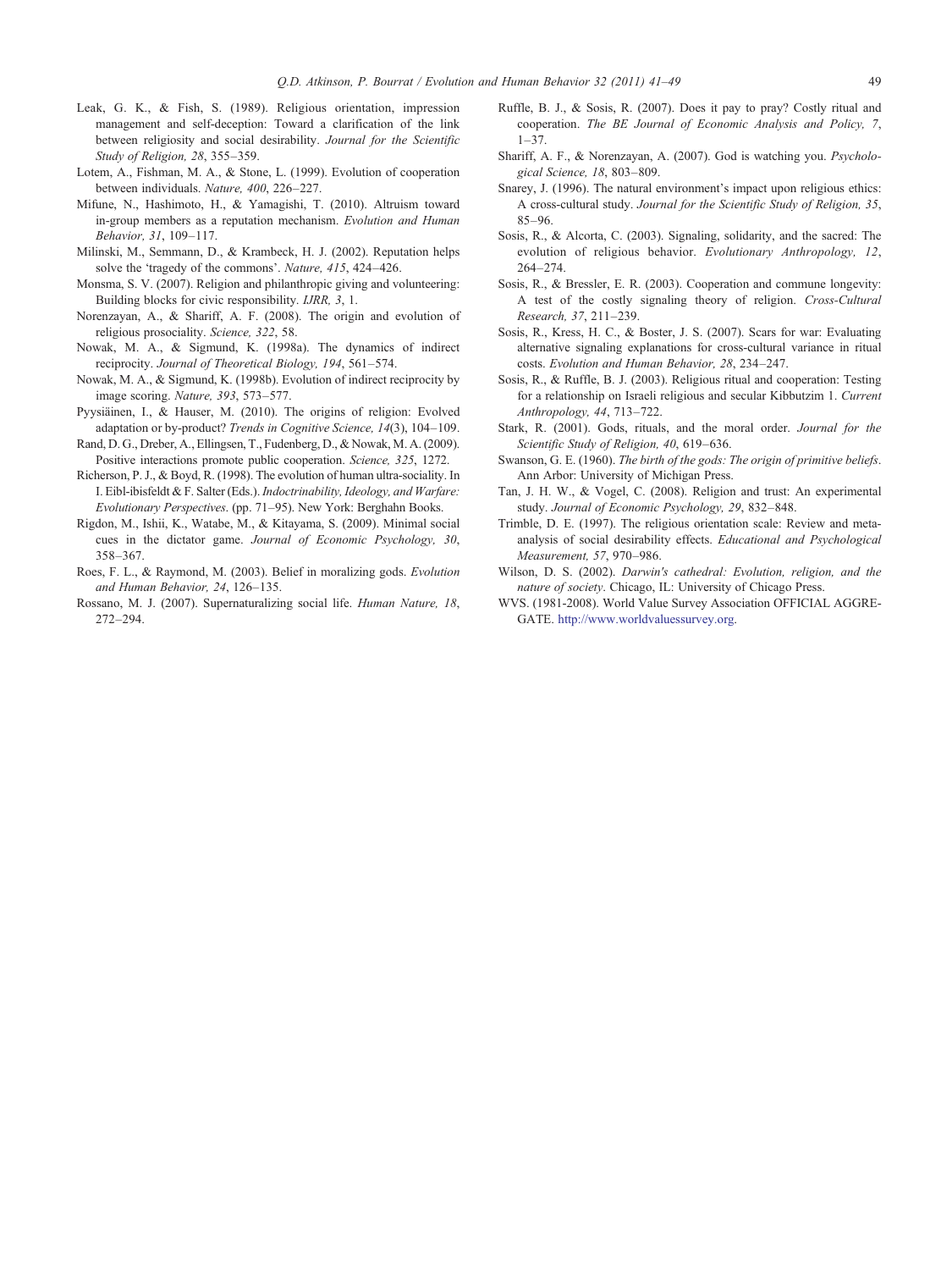Leak, G. K., & Fish, S. (1989). Religious orientation, impression management and self-deception: Toward a clarification of the link between religiosity and social desirability. *Journal for the Scientific Study of Religion, 28*, 355–359.

Lotem, A., Fishman, M. A., & Stone, L. (1999). Evolution of cooperation between individuals. *Nature, 400*, 226–227.

Mifune, N., Hashimoto, H., & Yamagishi, T. (2010). Altruism toward in-group members as a reputation mechanism. *Evolution and Human Behavior, 31*, 109–117.

Milinski, M., Semmann, D., & Krambeck, H. J. (2002). Reputation helps solve the 'tragedy of the commons'. *Nature, 415*, 424–426.

Monsma, S. V. (2007). Religion and philanthropic giving and volunteering: Building blocks for civic responsibility. *IJRR, 3*, 1.

Norenzayan, A., & Shariff, A. F. (2008). The origin and evolution of religious prosociality. *Science, 322*, 58.

Nowak, M. A., & Sigmund, K. (1998a). The dynamics of indirect reciprocity. *Journal of Theoretical Biology, 194*, 561–574.

Nowak, M. A., & Sigmund, K. (1998b). Evolution of indirect reciprocity by image scoring. *Nature, 393*, 573–577.

Pyysiäinen, I., & Hauser, M. (2010). The origins of religion: Evolved adaptation or by-product? *Trends in Cognitive Science, 14*(3), 104–109.

Rand, D. G., Dreber, A., Ellingsen, T., Fudenberg, D., & Nowak, M. A. (2009). Positive interactions promote public cooperation. *Science, 325*, 1272.

Richerson, P. J., & Boyd, R. (1998). The evolution of human ultra-sociality. In I. Eibl-ibisfeldt & F. Salter (Eds.). *Indoctrinability, Ideology, and Warfare: Evolutionary Perspectives*. (pp. 71–95). New York: Berghahn Books.

Rigdon, M., Ishii, K., Watabe, M., & Kitayama, S. (2009). Minimal social cues in the dictator game. *Journal of Economic Psychology, 30*, 358–367.

Roes, F. L., & Raymond, M. (2003). Belief in moralizing gods. *Evolution and Human Behavior, 24*, 126–135.

Rossano, M. J. (2007). Supernaturalizing social life. *Human Nature, 18*, 272–294.

Ruffle, B. J., & Sosis, R. (2007). Does it pay to pray? Costly ritual and cooperation. *The BE Journal of Economic Analysis and Policy, 7*, 1–37.

Shariff, A. F., & Norenzayan, A. (2007). God is watching you. *Psychological Science, 18*, 803–809.

Snarey, J. (1996). The natural environment's impact upon religious ethics: A cross-cultural study. *Journal for the Scientific Study of Religion, 35*, 85–96.

Sosis, R., & Alcorta, C. (2003). Signaling, solidarity, and the sacred: The evolution of religious behavior. *Evolutionary Anthropology, 12*, 264–274.

Sosis, R., & Bressler, E. R. (2003). Cooperation and commune longevity: A test of the costly signaling theory of religion. *Cross-Cultural Research, 37*, 211–239.

Sosis, R., Kress, H. C., & Boster, J. S. (2007). Scars for war: Evaluating alternative signaling explanations for cross-cultural variance in ritual costs. *Evolution and Human Behavior, 28*, 234–247.

Sosis, R., & Ruffle, B. J. (2003). Religious ritual and cooperation: Testing for a relationship on Israeli religious and secular Kibbutzim 1. *Current Anthropology, 44*, 713–722.

Stark, R. (2001). Gods, rituals, and the moral order. *Journal for the Scientific Study of Religion, 40*, 619–636.

Swanson, G. E. (1960). *The birth of the gods: The origin of primitive beliefs*. Ann Arbor: University of Michigan Press.

Tan, J. H. W., & Vogel, C. (2008). Religion and trust: An experimental study. *Journal of Economic Psychology, 29*, 832–848.

Trimble, D. E. (1997). The religious orientation scale: Review and meta-analysis of social desirability effects. *Educational and Psychological Measurement, 57*, 970–986.

Wilson, D. S. (2002). *Darwin's cathedral: Evolution, religion, and the nature of society*. Chicago, IL: University of Chicago Press.

WVS. (1981-2008). World Value Survey Association OFFICIAL AGGREGATE. http://www.worldvaluessurvey.org.